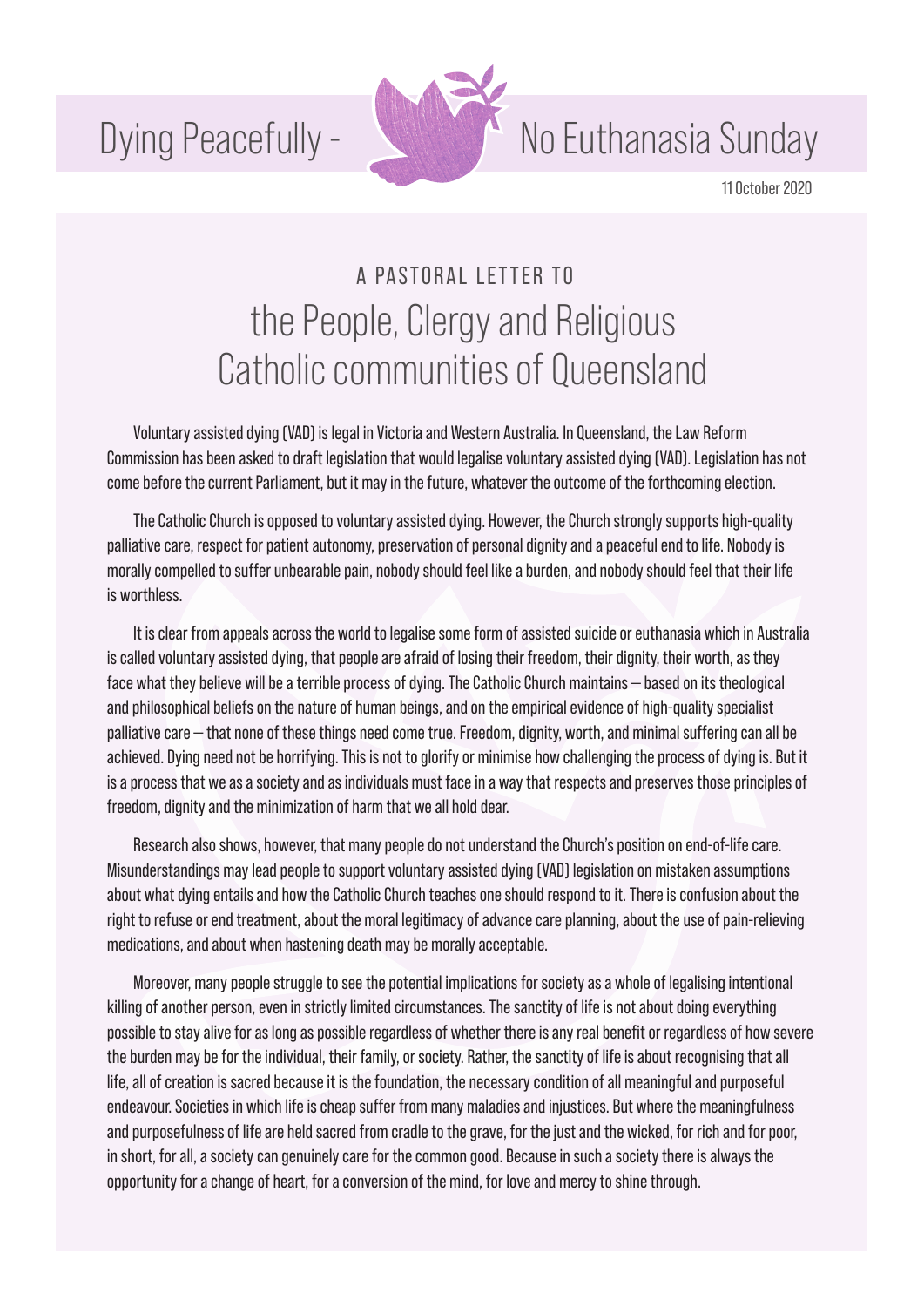# Dying Peacefully - No Euthanasia Sunday

11 October 2020

## A PASTORAL LETTER TO
## the People, Clergy and Religious Catholic communities of Queensland

Voluntary assisted dying (VAD) is legal in Victoria and Western Australia. In Queensland, the Law Reform Commission has been asked to draft legislation that would legalise voluntary assisted dying (VAD). Legislation has not come before the current Parliament, but it may in the future, whatever the outcome of the forthcoming election.

The Catholic Church is opposed to voluntary assisted dying. However, the Church strongly supports high-quality palliative care, respect for patient autonomy, preservation of personal dignity and a peaceful end to life. Nobody is morally compelled to suffer unbearable pain, nobody should feel like a burden, and nobody should feel that their life is worthless.

It is clear from appeals across the world to legalise some form of assisted suicide or euthanasia which in Australia is called voluntary assisted dying, that people are afraid of losing their freedom, their dignity, their worth, as they face what they believe will be a terrible process of dying. The Catholic Church maintains – based on its theological and philosophical beliefs on the nature of human beings, and on the empirical evidence of high-quality specialist palliative care – that none of these things need come true. Freedom, dignity, worth, and minimal suffering can all be achieved. Dying need not be horrifying. This is not to glorify or minimise how challenging the process of dying is. But it is a process that we as a society and as individuals must face in a way that respects and preserves those principles of freedom, dignity and the minimization of harm that we all hold dear.

Research also shows, however, that many people do not understand the Church's position on end-of-life care. Misunderstandings may lead people to support voluntary assisted dying (VAD) legislation on mistaken assumptions about what dying entails and how the Catholic Church teaches one should respond to it. There is confusion about the right to refuse or end treatment, about the moral legitimacy of advance care planning, about the use of pain-relieving medications, and about when hastening death may be morally acceptable.

Moreover, many people struggle to see the potential implications for society as a whole of legalising intentional killing of another person, even in strictly limited circumstances. The sanctity of life is not about doing everything possible to stay alive for as long as possible regardless of whether there is any real benefit or regardless of how severe the burden may be for the individual, their family, or society. Rather, the sanctity of life is about recognising that all life, all of creation is sacred because it is the foundation, the necessary condition of all meaningful and purposeful endeavour. Societies in which life is cheap suffer from many maladies and injustices. But where the meaningfulness and purposefulness of life are held sacred from cradle to the grave, for the just and the wicked, for rich and for poor, in short, for all, a society can genuinely care for the common good. Because in such a society there is always the opportunity for a change of heart, for a conversion of the mind, for love and mercy to shine through.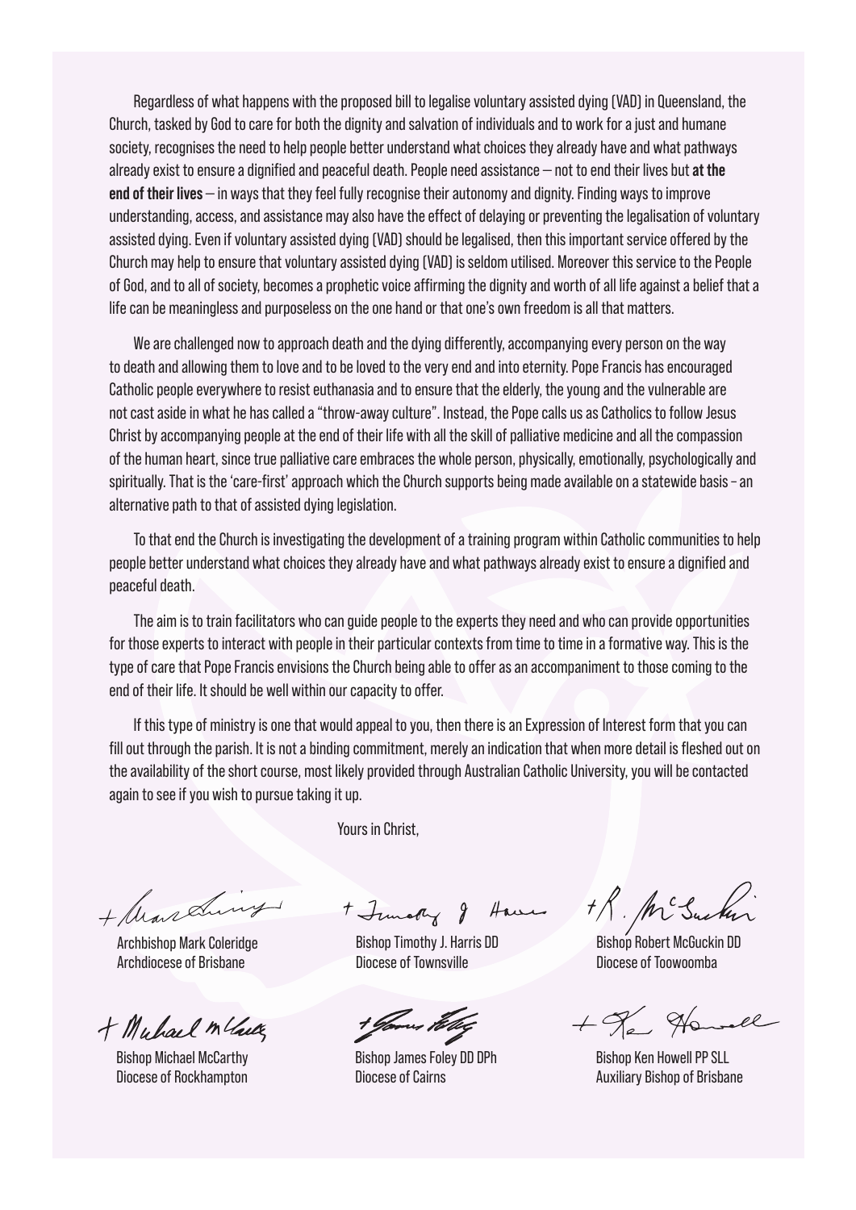Regardless of what happens with the proposed bill to legalise voluntary assisted dying (VAD) in Queensland, the Church, tasked by God to care for both the dignity and salvation of individuals and to work for a just and humane society, recognises the need to help people better understand what choices they already have and what pathways already exist to ensure a dignified and peaceful death. People need assistance – not to end their lives but **at the end of their lives** – in ways that they feel fully recognise their autonomy and dignity. Finding ways to improve understanding, access, and assistance may also have the effect of delaying or preventing the legalisation of voluntary assisted dying. Even if voluntary assisted dying (VAD) should be legalised, then this important service offered by the Church may help to ensure that voluntary assisted dying (VAD) is seldom utilised. Moreover this service to the People of God, and to all of society, becomes a prophetic voice affirming the dignity and worth of all life against a belief that a life can be meaningless and purposeless on the one hand or that one's own freedom is all that matters.

We are challenged now to approach death and the dying differently, accompanying every person on the way to death and allowing them to love and to be loved to the very end and into eternity. Pope Francis has encouraged Catholic people everywhere to resist euthanasia and to ensure that the elderly, the young and the vulnerable are not cast aside in what he has called a "throw-away culture". Instead, the Pope calls us as Catholics to follow Jesus Christ by accompanying people at the end of their life with all the skill of palliative medicine and all the compassion of the human heart, since true palliative care embraces the whole person, physically, emotionally, psychologically and spiritually. That is the 'care-first' approach which the Church supports being made available on a statewide basis – an alternative path to that of assisted dying legislation.

To that end the Church is investigating the development of a training program within Catholic communities to help people better understand what choices they already have and what pathways already exist to ensure a dignified and peaceful death.

The aim is to train facilitators who can guide people to the experts they need and who can provide opportunities for those experts to interact with people in their particular contexts from time to time in a formative way. This is the type of care that Pope Francis envisions the Church being able to offer as an accompaniment to those coming to the end of their life. It should be well within our capacity to offer.

If this type of ministry is one that would appeal to you, then there is an Expression of Interest form that you can fill out through the parish. It is not a binding commitment, merely an indication that when more detail is fleshed out on the availability of the short course, most likely provided through Australian Catholic University, you will be contacted again to see if you wish to pursue taking it up.

Yours in Christ,

Archbishop Mark Coleridge
Archdiocese of Brisbane

Bishop Timothy J. Harris DD
Diocese of Townsville

Bishop Robert McGuckin DD
Diocese of Toowoomba

Bishop Michael McCarthy
Diocese of Rockhampton

Bishop James Foley DD DPh
Diocese of Cairns

Bishop Ken Howell PP SLL
Auxiliary Bishop of Brisbane